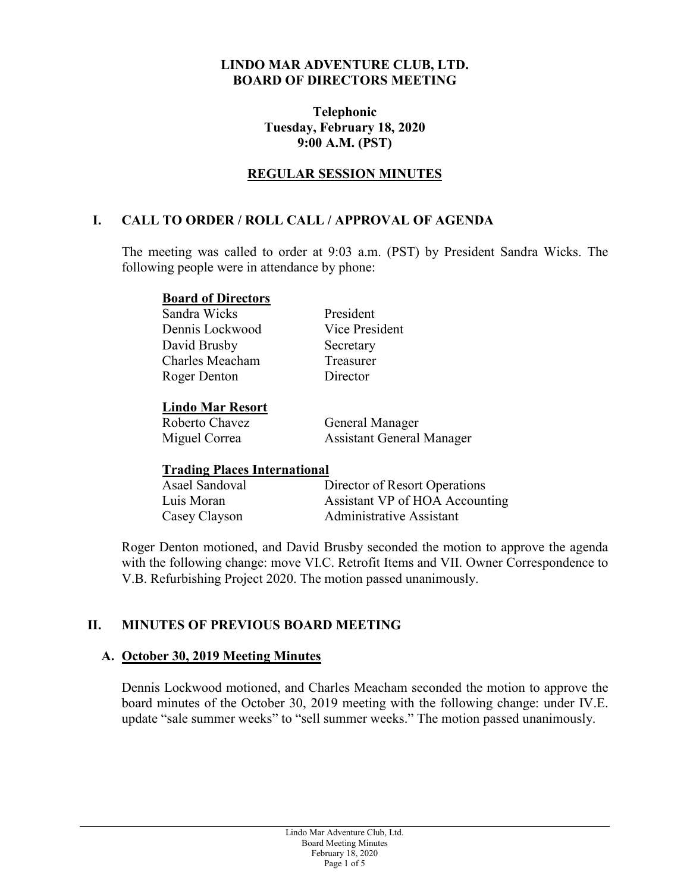# LINDO MAR ADVENTURE CLUB, LTD.
# BOARD OF DIRECTORS MEETING

**Telephonic**
**Tuesday, February 18, 2020**
**9:00 A.M. (PST)**

## REGULAR SESSION MINUTES

## I. CALL TO ORDER / ROLL CALL / APPROVAL OF AGENDA

The meeting was called to order at 9:03 a.m. (PST) by President Sandra Wicks. The following people were in attendance by phone:

**Board of Directors**

| | |
|---|---|
| Sandra Wicks | President |
| Dennis Lockwood | Vice President |
| David Brusby | Secretary |
| Charles Meacham | Treasurer |
| Roger Denton | Director |

**Lindo Mar Resort**

| | |
|---|---|
| Roberto Chavez | General Manager |
| Miguel Correa | Assistant General Manager |

**Trading Places International**

| | |
|---|---|
| Asael Sandoval | Director of Resort Operations |
| Luis Moran | Assistant VP of HOA Accounting |
| Casey Clayson | Administrative Assistant |

Roger Denton motioned, and David Brusby seconded the motion to approve the agenda with the following change: move VI.C. Retrofit Items and VII. Owner Correspondence to V.B. Refurbishing Project 2020. The motion passed unanimously.

## II. MINUTES OF PREVIOUS BOARD MEETING

### A. October 30, 2019 Meeting Minutes

Dennis Lockwood motioned, and Charles Meacham seconded the motion to approve the board minutes of the October 30, 2019 meeting with the following change: under IV.E. update "sale summer weeks" to "sell summer weeks." The motion passed unanimously.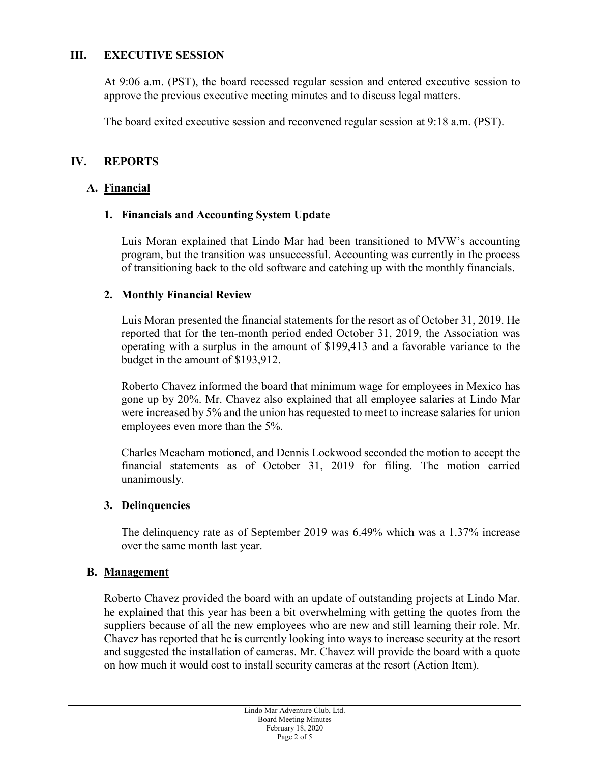## III. EXECUTIVE SESSION

At 9:06 a.m. (PST), the board recessed regular session and entered executive session to approve the previous executive meeting minutes and to discuss legal matters.

The board exited executive session and reconvened regular session at 9:18 a.m. (PST).

## IV. REPORTS

### A. Financial

#### 1. Financials and Accounting System Update

Luis Moran explained that Lindo Mar had been transitioned to MVW's accounting program, but the transition was unsuccessful. Accounting was currently in the process of transitioning back to the old software and catching up with the monthly financials.

#### 2. Monthly Financial Review

Luis Moran presented the financial statements for the resort as of October 31, 2019. He reported that for the ten-month period ended October 31, 2019, the Association was operating with a surplus in the amount of $199,413 and a favorable variance to the budget in the amount of $193,912.

Roberto Chavez informed the board that minimum wage for employees in Mexico has gone up by 20%. Mr. Chavez also explained that all employee salaries at Lindo Mar were increased by 5% and the union has requested to meet to increase salaries for union employees even more than the 5%.

Charles Meacham motioned, and Dennis Lockwood seconded the motion to accept the financial statements as of October 31, 2019 for filing. The motion carried unanimously.

#### 3. Delinquencies

The delinquency rate as of September 2019 was 6.49% which was a 1.37% increase over the same month last year.

### B. Management

Roberto Chavez provided the board with an update of outstanding projects at Lindo Mar. he explained that this year has been a bit overwhelming with getting the quotes from the suppliers because of all the new employees who are new and still learning their role. Mr. Chavez has reported that he is currently looking into ways to increase security at the resort and suggested the installation of cameras. Mr. Chavez will provide the board with a quote on how much it would cost to install security cameras at the resort (Action Item).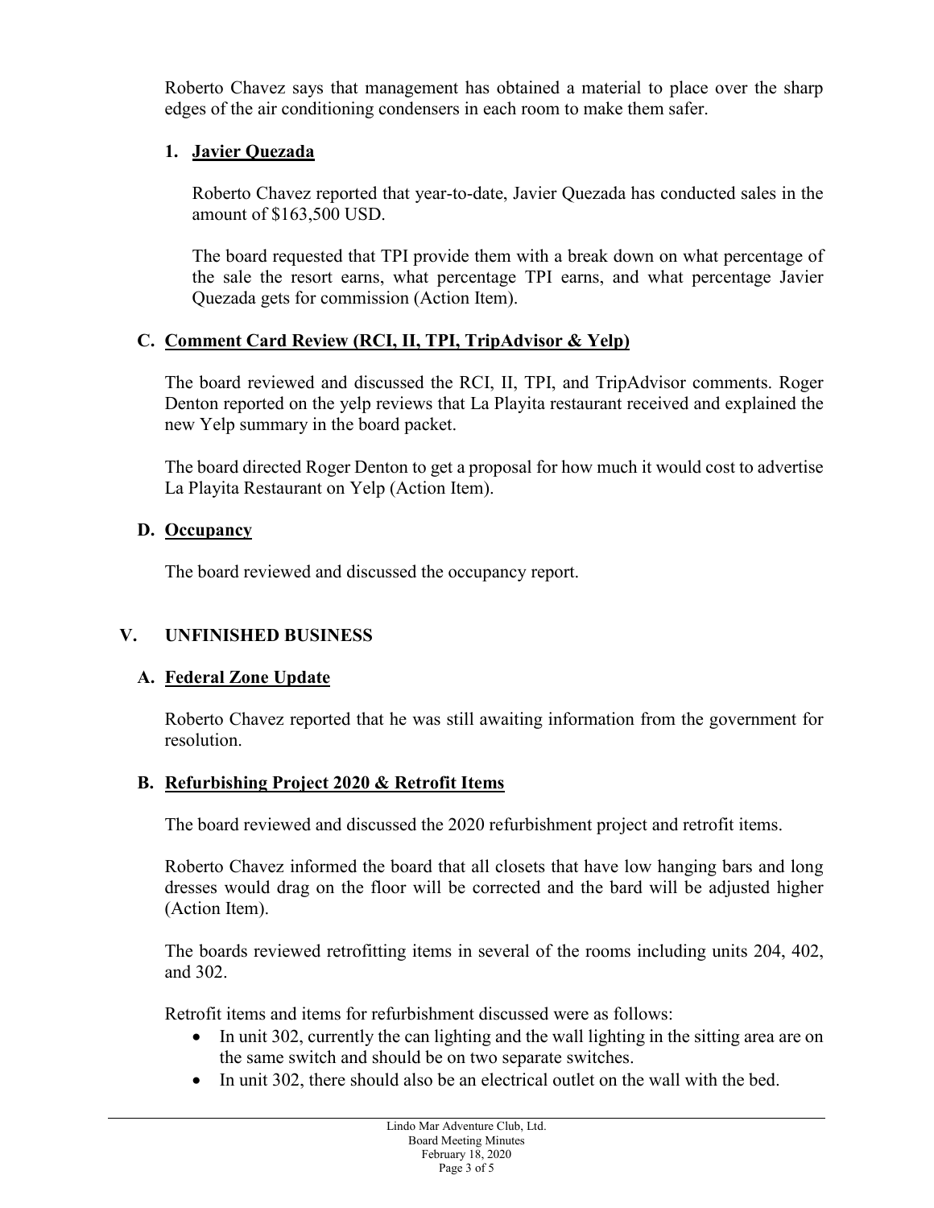Roberto Chavez says that management has obtained a material to place over the sharp edges of the air conditioning condensers in each room to make them safer.

1. **Javier Quezada**

   Roberto Chavez reported that year-to-date, Javier Quezada has conducted sales in the amount of $163,500 USD.

   The board requested that TPI provide them with a break down on what percentage of the sale the resort earns, what percentage TPI earns, and what percentage Javier Quezada gets for commission (Action Item).

### C. Comment Card Review (RCI, II, TPI, TripAdvisor & Yelp)

The board reviewed and discussed the RCI, II, TPI, and TripAdvisor comments. Roger Denton reported on the yelp reviews that La Playita restaurant received and explained the new Yelp summary in the board packet.

The board directed Roger Denton to get a proposal for how much it would cost to advertise La Playita Restaurant on Yelp (Action Item).

### D. Occupancy

The board reviewed and discussed the occupancy report.

## V. UNFINISHED BUSINESS

### A. Federal Zone Update

Roberto Chavez reported that he was still awaiting information from the government for resolution.

### B. Refurbishing Project 2020 & Retrofit Items

The board reviewed and discussed the 2020 refurbishment project and retrofit items.

Roberto Chavez informed the board that all closets that have low hanging bars and long dresses would drag on the floor will be corrected and the bard will be adjusted higher (Action Item).

The boards reviewed retrofitting items in several of the rooms including units 204, 402, and 302.

Retrofit items and items for refurbishment discussed were as follows:

- In unit 302, currently the can lighting and the wall lighting in the sitting area are on the same switch and should be on two separate switches.
- In unit 302, there should also be an electrical outlet on the wall with the bed.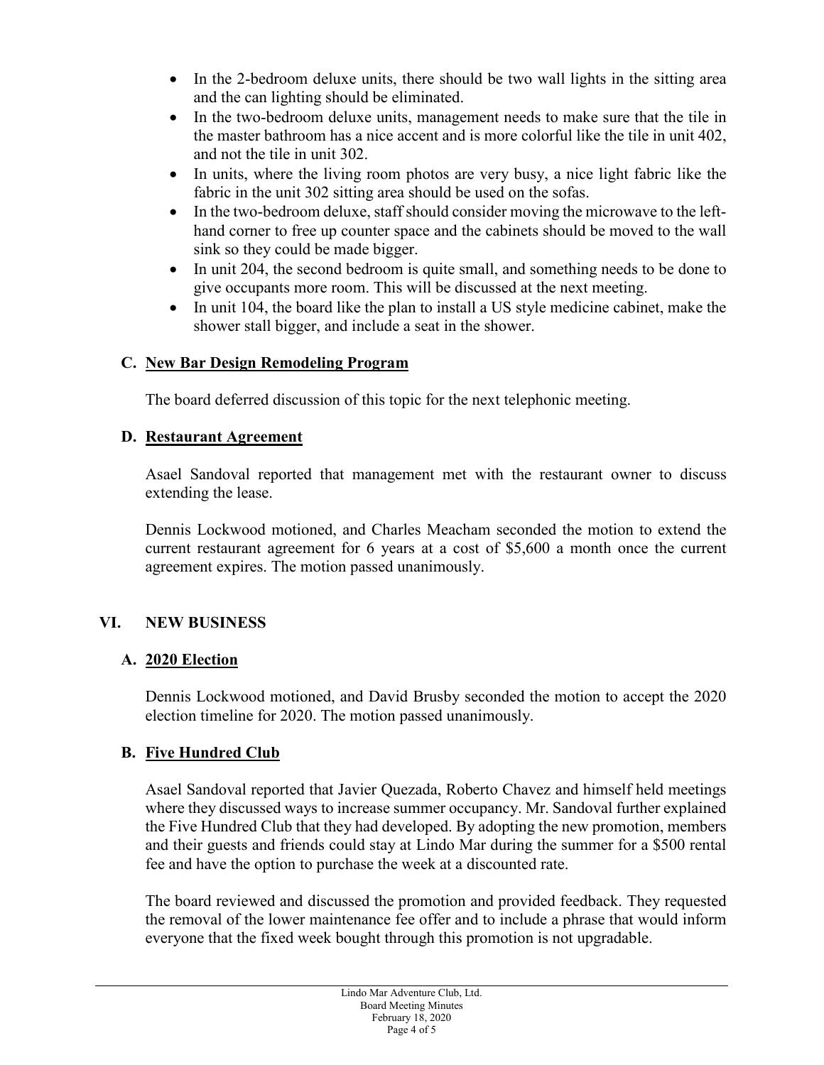- In the 2-bedroom deluxe units, there should be two wall lights in the sitting area and the can lighting should be eliminated.
- In the two-bedroom deluxe units, management needs to make sure that the tile in the master bathroom has a nice accent and is more colorful like the tile in unit 402, and not the tile in unit 302.
- In units, where the living room photos are very busy, a nice light fabric like the fabric in the unit 302 sitting area should be used on the sofas.
- In the two-bedroom deluxe, staff should consider moving the microwave to the left-hand corner to free up counter space and the cabinets should be moved to the wall sink so they could be made bigger.
- In unit 204, the second bedroom is quite small, and something needs to be done to give occupants more room. This will be discussed at the next meeting.
- In unit 104, the board like the plan to install a US style medicine cabinet, make the shower stall bigger, and include a seat in the shower.

### C. New Bar Design Remodeling Program

The board deferred discussion of this topic for the next telephonic meeting.

### D. Restaurant Agreement

Asael Sandoval reported that management met with the restaurant owner to discuss extending the lease.

Dennis Lockwood motioned, and Charles Meacham seconded the motion to extend the current restaurant agreement for 6 years at a cost of $5,600 a month once the current agreement expires. The motion passed unanimously.

## VI. NEW BUSINESS

### A. 2020 Election

Dennis Lockwood motioned, and David Brusby seconded the motion to accept the 2020 election timeline for 2020. The motion passed unanimously.

### B. Five Hundred Club

Asael Sandoval reported that Javier Quezada, Roberto Chavez and himself held meetings where they discussed ways to increase summer occupancy. Mr. Sandoval further explained the Five Hundred Club that they had developed. By adopting the new promotion, members and their guests and friends could stay at Lindo Mar during the summer for a $500 rental fee and have the option to purchase the week at a discounted rate.

The board reviewed and discussed the promotion and provided feedback. They requested the removal of the lower maintenance fee offer and to include a phrase that would inform everyone that the fixed week bought through this promotion is not upgradable.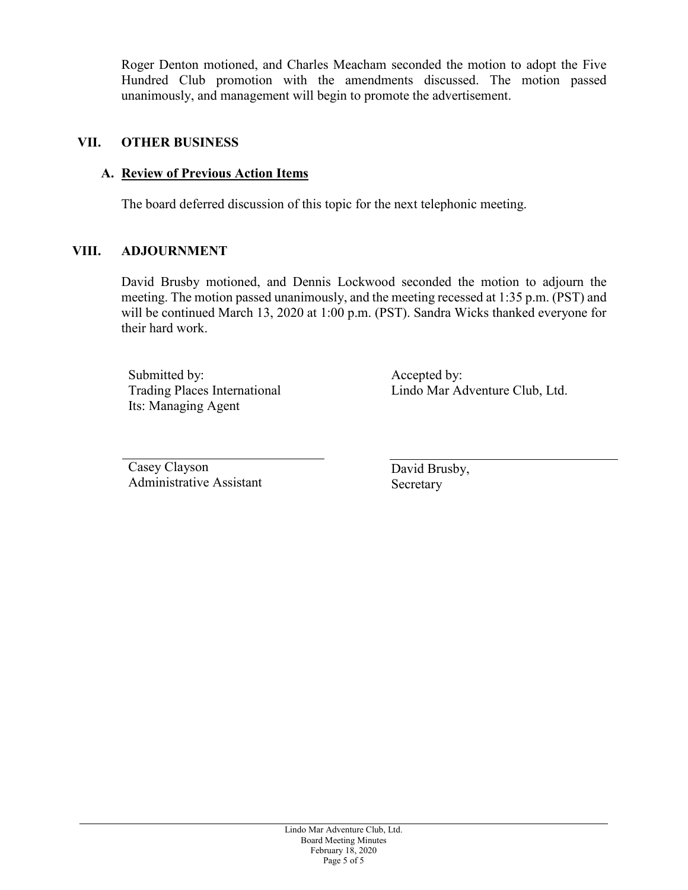Roger Denton motioned, and Charles Meacham seconded the motion to adopt the Five Hundred Club promotion with the amendments discussed. The motion passed unanimously, and management will begin to promote the advertisement.

## VII. OTHER BUSINESS

### A. Review of Previous Action Items

The board deferred discussion of this topic for the next telephonic meeting.

## VIII. ADJOURNMENT

David Brusby motioned, and Dennis Lockwood seconded the motion to adjourn the meeting. The motion passed unanimously, and the meeting recessed at 1:35 p.m. (PST) and will be continued March 13, 2020 at 1:00 p.m. (PST). Sandra Wicks thanked everyone for their hard work.

Submitted by:
Trading Places International
Its: Managing Agent

Casey Clayson
Administrative Assistant

Accepted by:
Lindo Mar Adventure Club, Ltd.

David Brusby,
Secretary